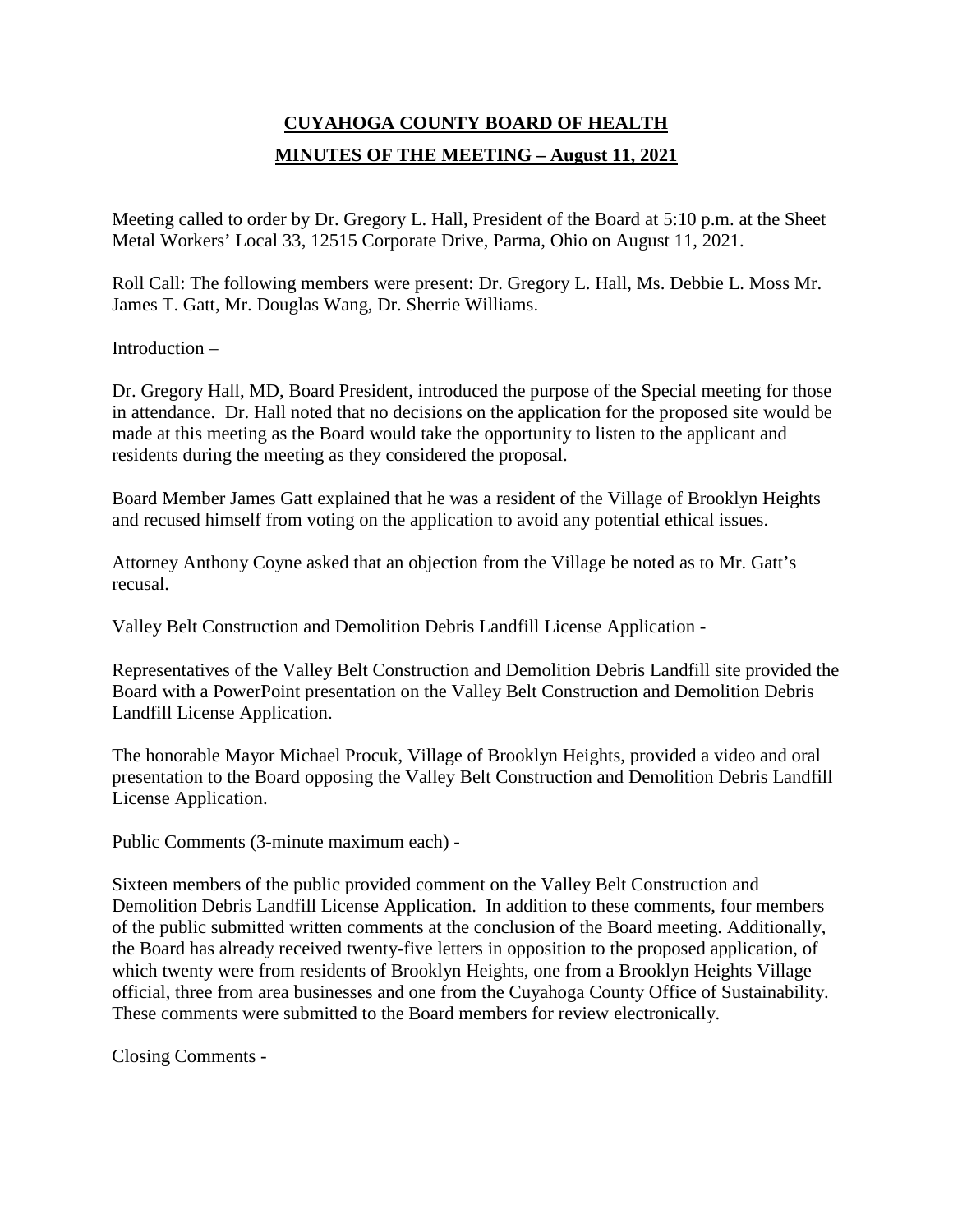# CUYAHOGA COUNTY BOARD OF HEALTH

## MINUTES OF THE MEETING – August 11, 2021

Meeting called to order by Dr. Gregory L. Hall, President of the Board at 5:10 p.m. at the Sheet Metal Workers' Local 33, 12515 Corporate Drive, Parma, Ohio on August 11, 2021.

Roll Call: The following members were present: Dr. Gregory L. Hall, Ms. Debbie L. Moss Mr. James T. Gatt, Mr. Douglas Wang, Dr. Sherrie Williams.

Introduction –

Dr. Gregory Hall, MD, Board President, introduced the purpose of the Special meeting for those in attendance. Dr. Hall noted that no decisions on the application for the proposed site would be made at this meeting as the Board would take the opportunity to listen to the applicant and residents during the meeting as they considered the proposal.

Board Member James Gatt explained that he was a resident of the Village of Brooklyn Heights and recused himself from voting on the application to avoid any potential ethical issues.

Attorney Anthony Coyne asked that an objection from the Village be noted as to Mr. Gatt's recusal.

Valley Belt Construction and Demolition Debris Landfill License Application -

Representatives of the Valley Belt Construction and Demolition Debris Landfill site provided the Board with a PowerPoint presentation on the Valley Belt Construction and Demolition Debris Landfill License Application.

The honorable Mayor Michael Procuk, Village of Brooklyn Heights, provided a video and oral presentation to the Board opposing the Valley Belt Construction and Demolition Debris Landfill License Application.

Public Comments (3-minute maximum each) -

Sixteen members of the public provided comment on the Valley Belt Construction and Demolition Debris Landfill License Application. In addition to these comments, four members of the public submitted written comments at the conclusion of the Board meeting. Additionally, the Board has already received twenty-five letters in opposition to the proposed application, of which twenty were from residents of Brooklyn Heights, one from a Brooklyn Heights Village official, three from area businesses and one from the Cuyahoga County Office of Sustainability. These comments were submitted to the Board members for review electronically.

Closing Comments -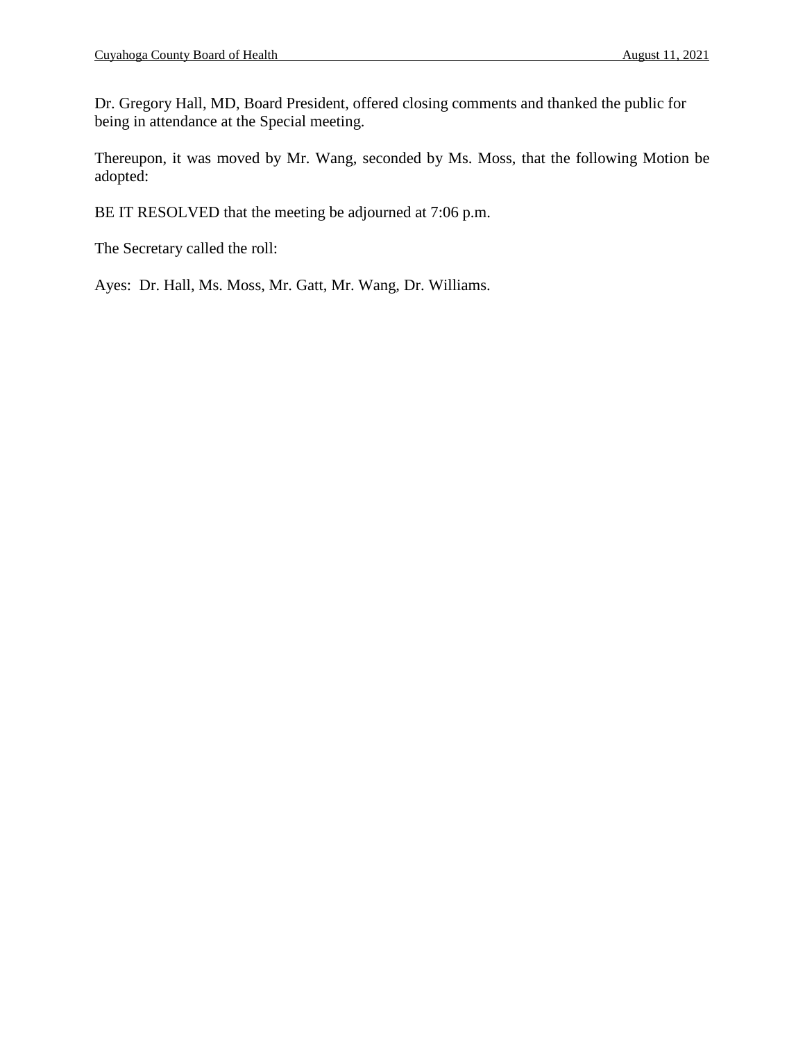Dr. Gregory Hall, MD, Board President, offered closing comments and thanked the public for being in attendance at the Special meeting.

Thereupon, it was moved by Mr. Wang, seconded by Ms. Moss, that the following Motion be adopted:

BE IT RESOLVED that the meeting be adjourned at 7:06 p.m.

The Secretary called the roll:

Ayes: Dr. Hall, Ms. Moss, Mr. Gatt, Mr. Wang, Dr. Williams.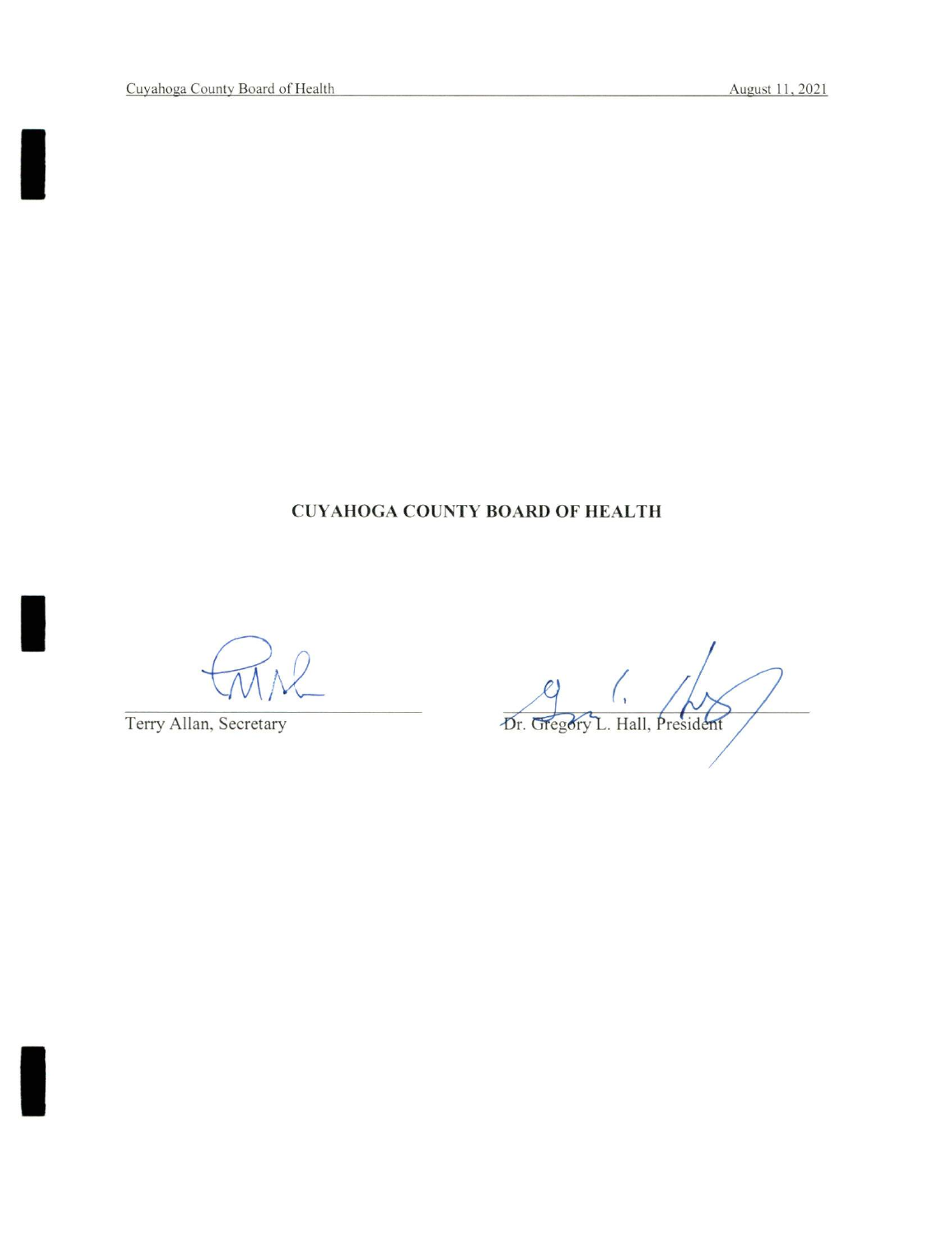**CUYAHOGA COUNTY BOARD OF HEALTH**

Terry Allan, Secretary

Dr. Gregory L. Hall, President